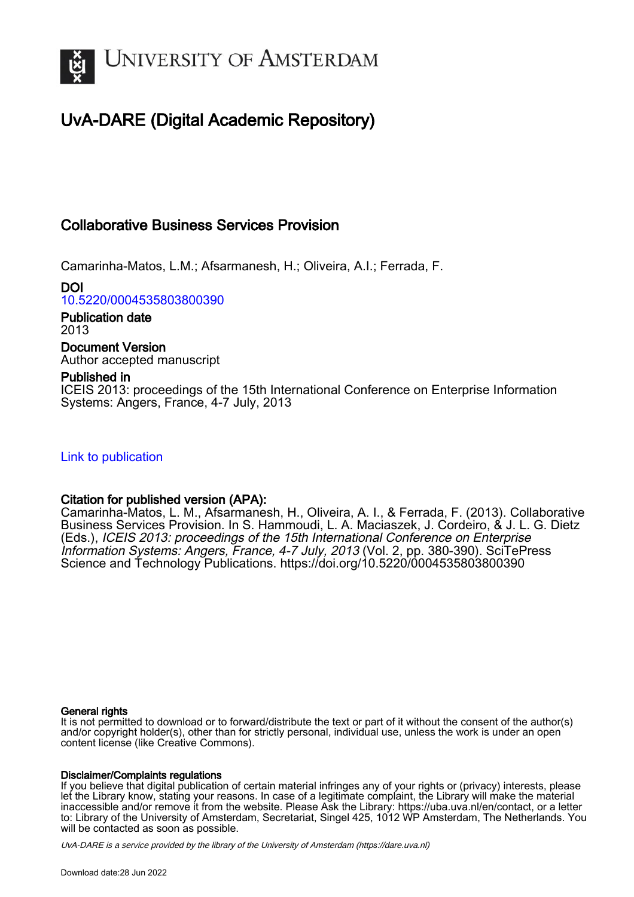# UvA-DARE (Digital Academic Repository)

## Collaborative Business Services Provision

Camarinha-Matos, L.M.; Afsarmanesh, H.; Oliveira, A.I.; Ferrada, F.

**DOI**
10.5220/0004535803800390

**Publication date**
2013

**Document Version**
Author accepted manuscript

**Published in**
ICEIS 2013: proceedings of the 15th International Conference on Enterprise Information Systems: Angers, France, 4-7 July, 2013

Link to publication

**Citation for published version (APA):**
Camarinha-Matos, L. M., Afsarmanesh, H., Oliveira, A. I., & Ferrada, F. (2013). Collaborative Business Services Provision. In S. Hammoudi, L. A. Maciaszek, J. Cordeiro, & J. L. G. Dietz (Eds.), *ICEIS 2013: proceedings of the 15th International Conference on Enterprise Information Systems: Angers, France, 4-7 July, 2013* (Vol. 2, pp. 380-390). SciTePress Science and Technology Publications. https://doi.org/10.5220/0004535803800390

**General rights**
It is not permitted to download or to forward/distribute the text or part of it without the consent of the author(s) and/or copyright holder(s), other than for strictly personal, individual use, unless the work is under an open content license (like Creative Commons).

**Disclaimer/Complaints regulations**
If you believe that digital publication of certain material infringes any of your rights or (privacy) interests, please let the Library know, stating your reasons. In case of a legitimate complaint, the Library will make the material inaccessible and/or remove it from the website. Please Ask the Library: https://uba.uva.nl/en/contact, or a letter to: Library of the University of Amsterdam, Secretariat, Singel 425, 1012 WP Amsterdam, The Netherlands. You will be contacted as soon as possible.

*UvA-DARE is a service provided by the library of the University of Amsterdam (https://dare.uva.nl)*

Download date:28 Jun 2022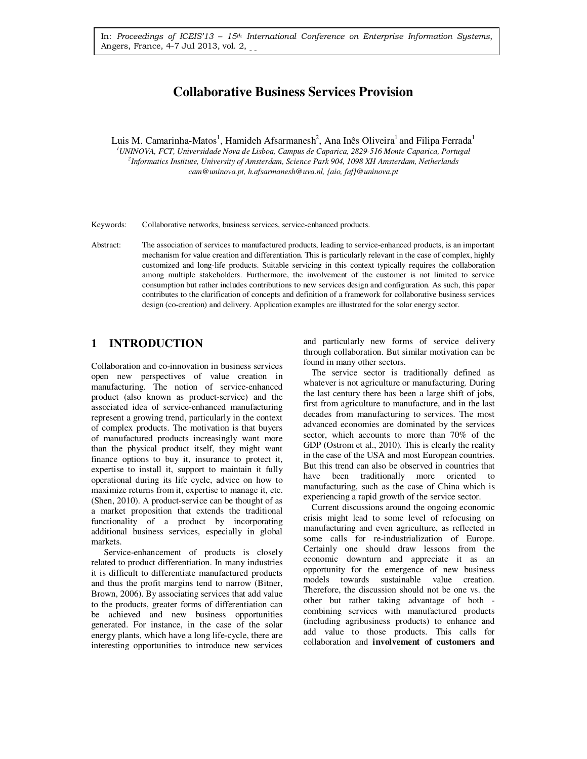In: *Proceedings of ICEIS'13 – 15th International Conference on Enterprise Information Systems*, Angers, France, 4-7 Jul 2013, vol. 2,

# Collaborative Business Services Provision

Luis M. Camarinha-Matos[1], Hamideh Afsarmanesh[2], Ana Inês Oliveira[1] and Filipa Ferrada[1]

[1] *UNINOVA, FCT, Universidade Nova de Lisboa, Campus de Caparica, 2829-516 Monte Caparica, Portugal*
[2] *Informatics Institute, University of Amsterdam, Science Park 904, 1098 XH Amsterdam, Netherlands*
*cam@uninova.pt, h.afsarmanesh@uva.nl, {aio, faf}@uninova.pt*

Keywords: Collaborative networks, business services, service-enhanced products.

Abstract: The association of services to manufactured products, leading to service-enhanced products, is an important mechanism for value creation and differentiation. This is particularly relevant in the case of complex, highly customized and long-life products. Suitable servicing in this context typically requires the collaboration among multiple stakeholders. Furthermore, the involvement of the customer is not limited to service consumption but rather includes contributions to new services design and configuration. As such, this paper contributes to the clarification of concepts and definition of a framework for collaborative business services design (co-creation) and delivery. Application examples are illustrated for the solar energy sector.

## 1 INTRODUCTION

Collaboration and co-innovation in business services open new perspectives of value creation in manufacturing. The notion of service-enhanced product (also known as product-service) and the associated idea of service-enhanced manufacturing represent a growing trend, particularly in the context of complex products. The motivation is that buyers of manufactured products increasingly want more than the physical product itself, they might want finance options to buy it, insurance to protect it, expertise to install it, support to maintain it fully operational during its life cycle, advice on how to maximize returns from it, expertise to manage it, etc. (Shen, 2010). A product-service can be thought of as a market proposition that extends the traditional functionality of a product by incorporating additional business services, especially in global markets.

Service-enhancement of products is closely related to product differentiation. In many industries it is difficult to differentiate manufactured products and thus the profit margins tend to narrow (Bitner, Brown, 2006). By associating services that add value to the products, greater forms of differentiation can be achieved and new business opportunities generated. For instance, in the case of the solar energy plants, which have a long life-cycle, there are interesting opportunities to introduce new services and particularly new forms of service delivery through collaboration. But similar motivation can be found in many other sectors.

The service sector is traditionally defined as whatever is not agriculture or manufacturing. During the last century there has been a large shift of jobs, first from agriculture to manufacture, and in the last decades from manufacturing to services. The most advanced economies are dominated by the services sector, which accounts to more than 70% of the GDP (Ostrom et al., 2010). This is clearly the reality in the case of the USA and most European countries. But this trend can also be observed in countries that have been traditionally more oriented to manufacturing, such as the case of China which is experiencing a rapid growth of the service sector.

Current discussions around the ongoing economic crisis might lead to some level of refocusing on manufacturing and even agriculture, as reflected in some calls for re-industrialization of Europe. Certainly one should draw lessons from the economic downturn and appreciate it as an opportunity for the emergence of new business models towards sustainable value creation. Therefore, the discussion should not be one vs. the other but rather taking advantage of both - combining services with manufactured products (including agribusiness products) to enhance and add value to those products. This calls for collaboration and **involvement of customers and**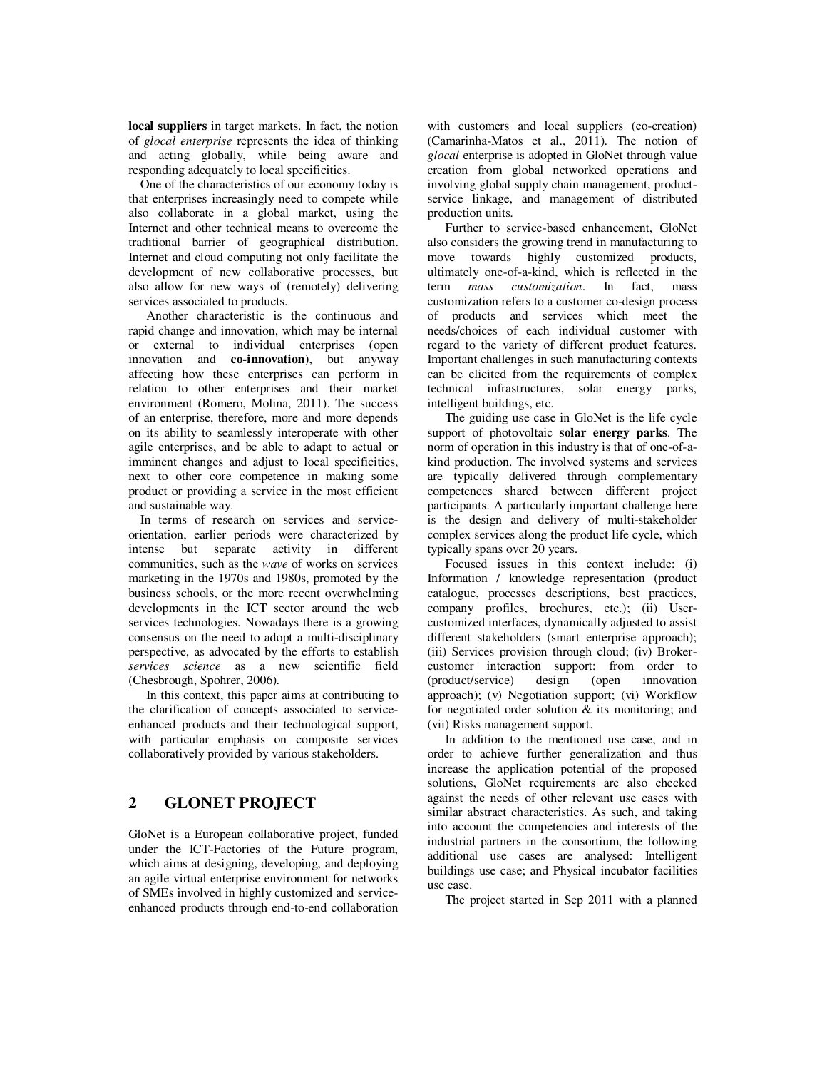**local suppliers** in target markets. In fact, the notion of *glocal enterprise* represents the idea of thinking and acting globally, while being aware and responding adequately to local specificities.

One of the characteristics of our economy today is that enterprises increasingly need to compete while also collaborate in a global market, using the Internet and other technical means to overcome the traditional barrier of geographical distribution. Internet and cloud computing not only facilitate the development of new collaborative processes, but also allow for new ways of (remotely) delivering services associated to products.

Another characteristic is the continuous and rapid change and innovation, which may be internal or external to individual enterprises (open innovation and **co-innovation**), but anyway affecting how these enterprises can perform in relation to other enterprises and their market environment (Romero, Molina, 2011). The success of an enterprise, therefore, more and more depends on its ability to seamlessly interoperate with other agile enterprises, and be able to adapt to actual or imminent changes and adjust to local specificities, next to other core competence in making some product or providing a service in the most efficient and sustainable way.

In terms of research on services and service-orientation, earlier periods were characterized by intense but separate activity in different communities, such as the *wave* of works on services marketing in the 1970s and 1980s, promoted by the business schools, or the more recent overwhelming developments in the ICT sector around the web services technologies. Nowadays there is a growing consensus on the need to adopt a multi-disciplinary perspective, as advocated by the efforts to establish *services science* as a new scientific field (Chesbrough, Spohrer, 2006).

In this context, this paper aims at contributing to the clarification of concepts associated to service-enhanced products and their technological support, with particular emphasis on composite services collaboratively provided by various stakeholders.

## 2 GLONET PROJECT

GloNet is a European collaborative project, funded under the ICT-Factories of the Future program, which aims at designing, developing, and deploying an agile virtual enterprise environment for networks of SMEs involved in highly customized and service-enhanced products through end-to-end collaboration with customers and local suppliers (co-creation) (Camarinha-Matos et al., 2011). The notion of *glocal* enterprise is adopted in GloNet through value creation from global networked operations and involving global supply chain management, product-service linkage, and management of distributed production units.

Further to service-based enhancement, GloNet also considers the growing trend in manufacturing to move towards highly customized products, ultimately one-of-a-kind, which is reflected in the term *mass customization*. In fact, mass customization refers to a customer co-design process of products and services which meet the needs/choices of each individual customer with regard to the variety of different product features. Important challenges in such manufacturing contexts can be elicited from the requirements of complex technical infrastructures, solar energy parks, intelligent buildings, etc.

The guiding use case in GloNet is the life cycle support of photovoltaic **solar energy parks**. The norm of operation in this industry is that of one-of-a-kind production. The involved systems and services are typically delivered through complementary competences shared between different project participants. A particularly important challenge here is the design and delivery of multi-stakeholder complex services along the product life cycle, which typically spans over 20 years.

Focused issues in this context include: (i) Information / knowledge representation (product catalogue, processes descriptions, best practices, company profiles, brochures, etc.); (ii) User-customized interfaces, dynamically adjusted to assist different stakeholders (smart enterprise approach); (iii) Services provision through cloud; (iv) Broker-customer interaction support: from order to (product/service) design (open innovation approach); (v) Negotiation support; (vi) Workflow for negotiated order solution & its monitoring; and (vii) Risks management support.

In addition to the mentioned use case, and in order to achieve further generalization and thus increase the application potential of the proposed solutions, GloNet requirements are also checked against the needs of other relevant use cases with similar abstract characteristics. As such, and taking into account the competencies and interests of the industrial partners in the consortium, the following additional use cases are analysed: Intelligent buildings use case; and Physical incubator facilities use case.

The project started in Sep 2011 with a planned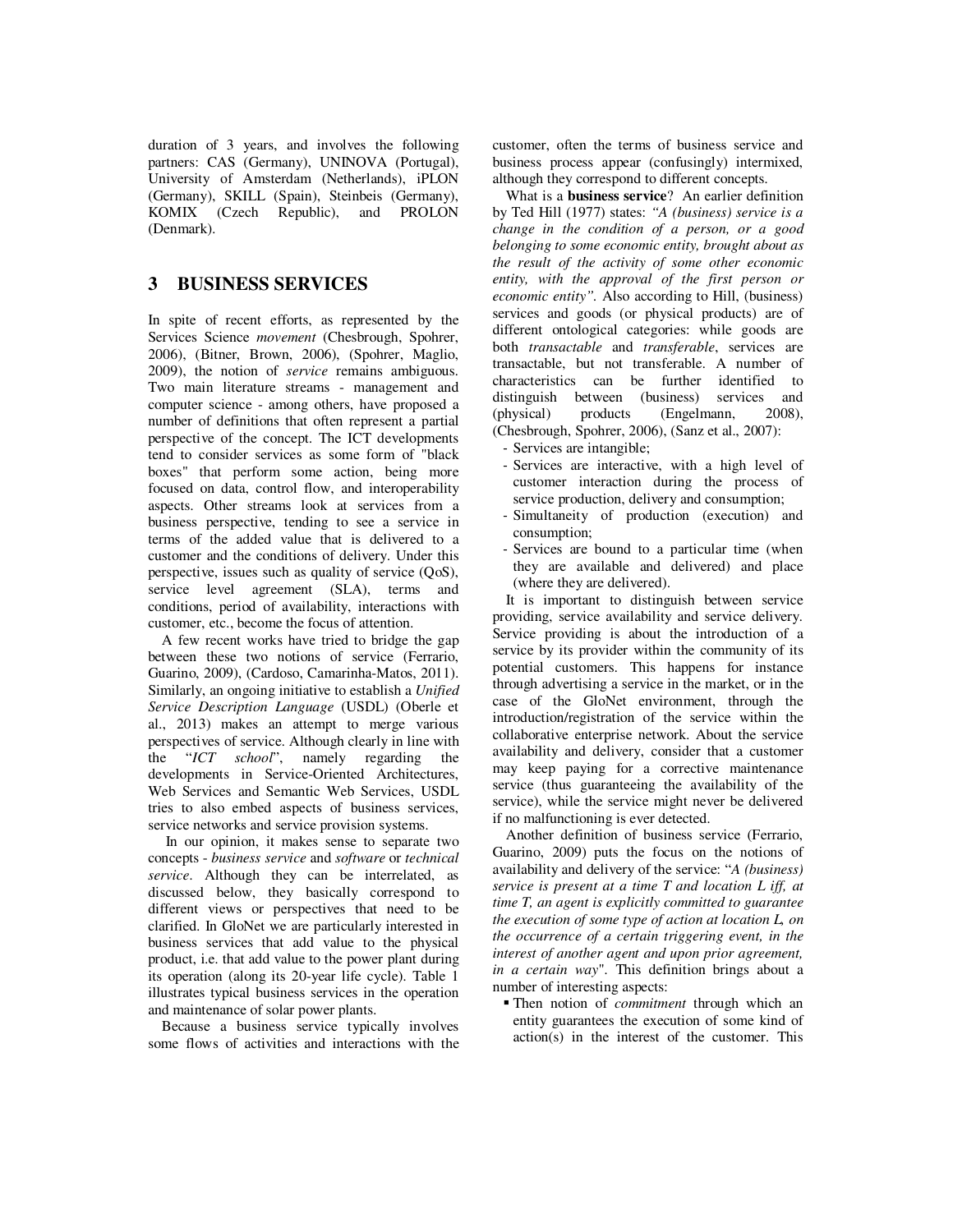duration of 3 years, and involves the following partners: CAS (Germany), UNINOVA (Portugal), University of Amsterdam (Netherlands), iPLON (Germany), SKILL (Spain), Steinbeis (Germany), KOMIX (Czech Republic), and PROLON (Denmark).

## 3 BUSINESS SERVICES

In spite of recent efforts, as represented by the Services Science *movement* (Chesbrough, Spohrer, 2006), (Bitner, Brown, 2006), (Spohrer, Maglio, 2009), the notion of *service* remains ambiguous. Two main literature streams - management and computer science - among others, have proposed a number of definitions that often represent a partial perspective of the concept. The ICT developments tend to consider services as some form of "black boxes" that perform some action, being more focused on data, control flow, and interoperability aspects. Other streams look at services from a business perspective, tending to see a service in terms of the added value that is delivered to a customer and the conditions of delivery. Under this perspective, issues such as quality of service (QoS), service level agreement (SLA), terms and conditions, period of availability, interactions with customer, etc., become the focus of attention.

A few recent works have tried to bridge the gap between these two notions of service (Ferrario, Guarino, 2009), (Cardoso, Camarinha-Matos, 2011). Similarly, an ongoing initiative to establish a *Unified Service Description Language* (USDL) (Oberle et al., 2013) makes an attempt to merge various perspectives of service. Although clearly in line with the "*ICT school*", namely regarding the developments in Service-Oriented Architectures, Web Services and Semantic Web Services, USDL tries to also embed aspects of business services, service networks and service provision systems.

In our opinion, it makes sense to separate two concepts - *business service* and *software* or *technical service*. Although they can be interrelated, as discussed below, they basically correspond to different views or perspectives that need to be clarified. In GloNet we are particularly interested in business services that add value to the physical product, i.e. that add value to the power plant during its operation (along its 20-year life cycle). Table 1 illustrates typical business services in the operation and maintenance of solar power plants.

Because a business service typically involves some flows of activities and interactions with the customer, often the terms of business service and business process appear (confusingly) intermixed, although they correspond to different concepts.

What is a **business service**? An earlier definition by Ted Hill (1977) states: *"A (business) service is a change in the condition of a person, or a good belonging to some economic entity, brought about as the result of the activity of some other economic entity, with the approval of the first person or economic entity".* Also according to Hill, (business) services and goods (or physical products) are of different ontological categories: while goods are both *transactable* and *transferable*, services are transactable, but not transferable. A number of characteristics can be further identified to distinguish between (business) services and (physical) products (Engelmann, 2008), (Chesbrough, Spohrer, 2006), (Sanz et al., 2007):

- Services are intangible;
- Services are interactive, with a high level of customer interaction during the process of service production, delivery and consumption;
- Simultaneity of production (execution) and consumption;
- Services are bound to a particular time (when they are available and delivered) and place (where they are delivered).

It is important to distinguish between service providing, service availability and service delivery. Service providing is about the introduction of a service by its provider within the community of its potential customers. This happens for instance through advertising a service in the market, or in the case of the GloNet environment, through the introduction/registration of the service within the collaborative enterprise network. About the service availability and delivery, consider that a customer may keep paying for a corrective maintenance service (thus guaranteeing the availability of the service), while the service might never be delivered if no malfunctioning is ever detected.

Another definition of business service (Ferrario, Guarino, 2009) puts the focus on the notions of availability and delivery of the service: "*A (business) service is present at a time T and location L iff, at time T, an agent is explicitly committed to guarantee the execution of some type of action at location L, on the occurrence of a certain triggering event, in the interest of another agent and upon prior agreement, in a certain way*". This definition brings about a number of interesting aspects:

- Then notion of *commitment* through which an entity guarantees the execution of some kind of action(s) in the interest of the customer. This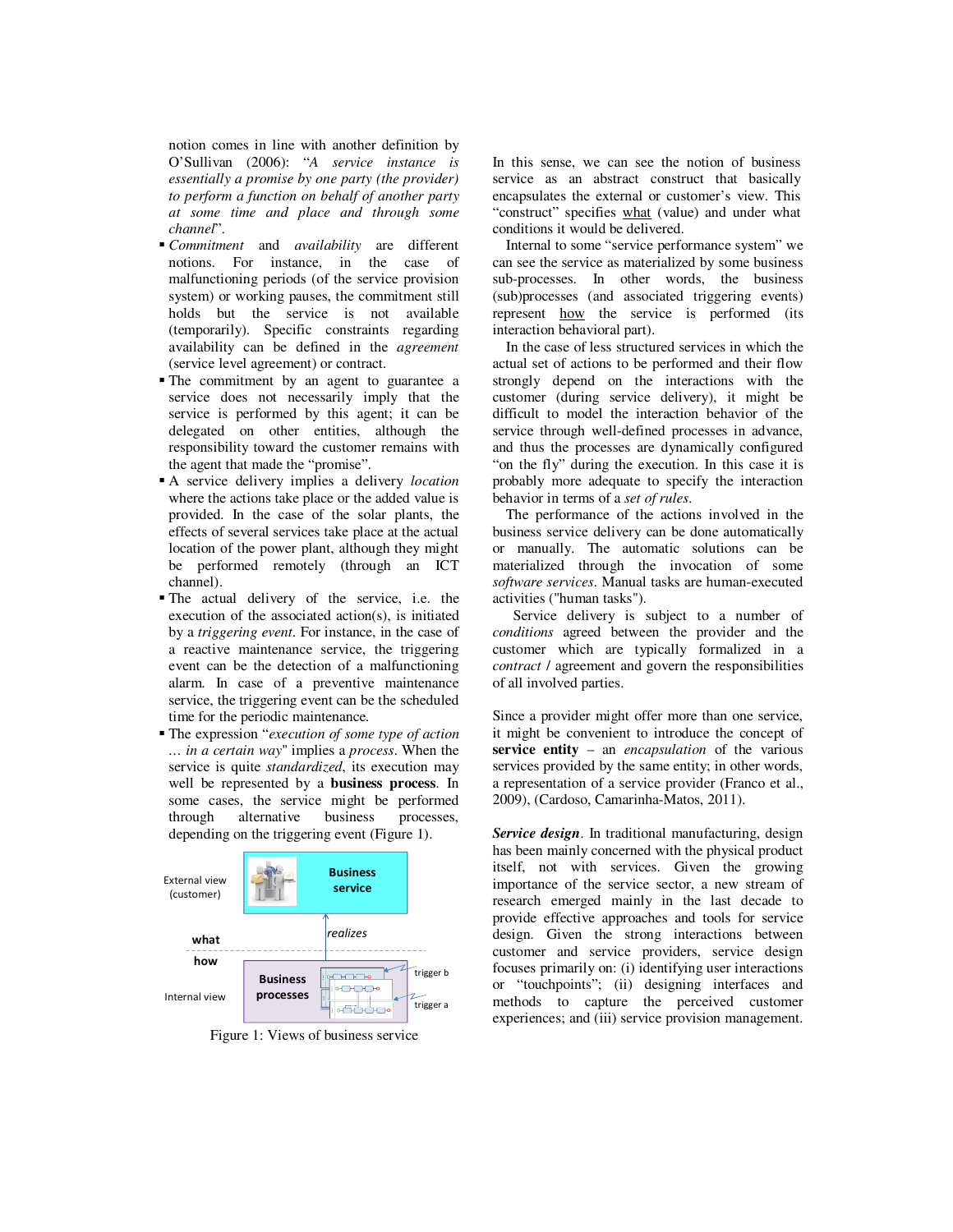notion comes in line with another definition by O'Sullivan (2006): "*A service instance is essentially a promise by one party (the provider) to perform a function on behalf of another party at some time and place and through some channel*".

- *Commitment* and *availability* are different notions. For instance, in the case of malfunctioning periods (of the service provision system) or working pauses, the commitment still holds but the service is not available (temporarily). Specific constraints regarding availability can be defined in the *agreement* (service level agreement) or contract.
- The commitment by an agent to guarantee a service does not necessarily imply that the service is performed by this agent; it can be delegated on other entities, although the responsibility toward the customer remains with the agent that made the "promise".
- A service delivery implies a delivery *location* where the actions take place or the added value is provided. In the case of the solar plants, the effects of several services take place at the actual location of the power plant, although they might be performed remotely (through an ICT channel).
- The actual delivery of the service, i.e. the execution of the associated action(s), is initiated by a *triggering event*. For instance, in the case of a reactive maintenance service, the triggering event can be the detection of a malfunctioning alarm. In case of a preventive maintenance service, the triggering event can be the scheduled time for the periodic maintenance.
- The expression "*execution of some type of action … in a certain way*" implies a *process*. When the service is quite *standardized*, its execution may well be represented by a **business process**. In some cases, the service might be performed through alternative business processes, depending on the triggering event (Figure 1).

Figure 1: Views of business service

In this sense, we can see the notion of business service as an abstract construct that basically encapsulates the external or customer's view. This "construct" specifies what (value) and under what conditions it would be delivered.

Internal to some "service performance system" we can see the service as materialized by some business sub-processes. In other words, the business (sub)processes (and associated triggering events) represent how the service is performed (its interaction behavioral part).

In the case of less structured services in which the actual set of actions to be performed and their flow strongly depend on the interactions with the customer (during service delivery), it might be difficult to model the interaction behavior of the service through well-defined processes in advance, and thus the processes are dynamically configured "on the fly" during the execution. In this case it is probably more adequate to specify the interaction behavior in terms of a *set of rules*.

The performance of the actions involved in the business service delivery can be done automatically or manually. The automatic solutions can be materialized through the invocation of some *software services*. Manual tasks are human-executed activities ("human tasks").

Service delivery is subject to a number of *conditions* agreed between the provider and the customer which are typically formalized in a *contract* / agreement and govern the responsibilities of all involved parties.

Since a provider might offer more than one service, it might be convenient to introduce the concept of **service entity** – an *encapsulation* of the various services provided by the same entity; in other words, a representation of a service provider (Franco et al., 2009), (Cardoso, Camarinha-Matos, 2011).

***Service design***. In traditional manufacturing, design has been mainly concerned with the physical product itself, not with services. Given the growing importance of the service sector, a new stream of research emerged mainly in the last decade to provide effective approaches and tools for service design. Given the strong interactions between customer and service providers, service design focuses primarily on: (i) identifying user interactions or "touchpoints"; (ii) designing interfaces and methods to capture the perceived customer experiences; and (iii) service provision management.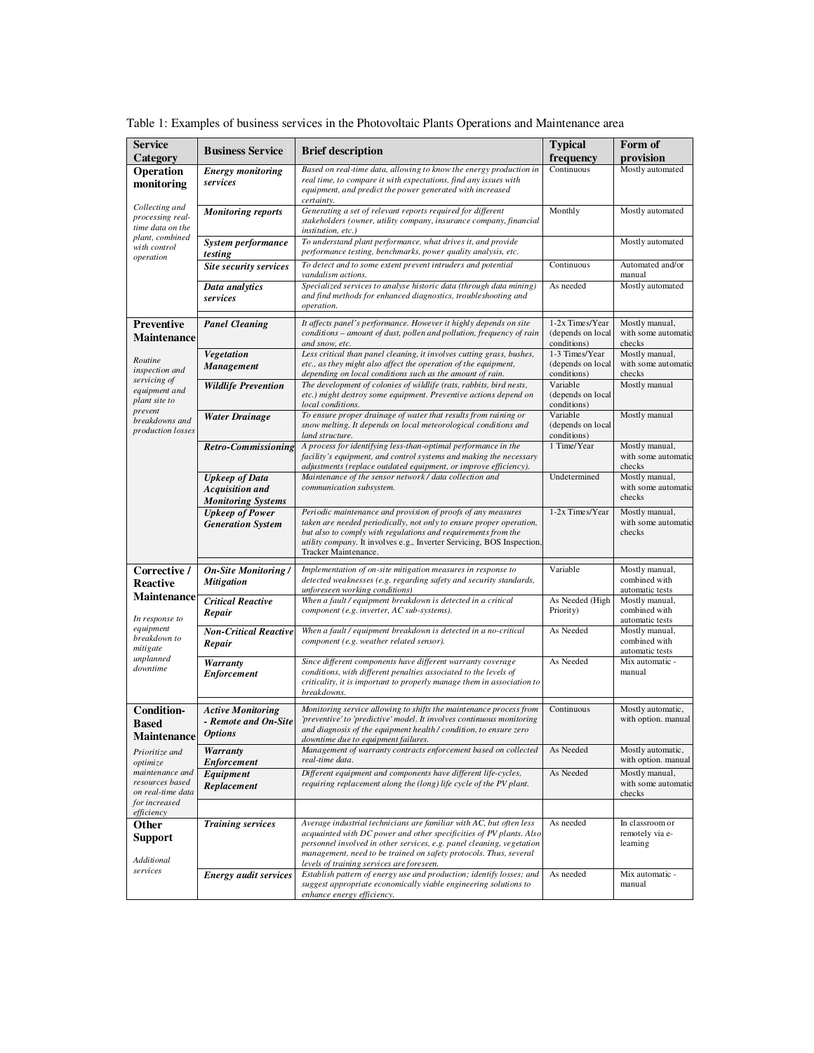Table 1: Examples of business services in the Photovoltaic Plants Operations and Maintenance area

| Service Category | Business Service | Brief description | Typical frequency | Form of provision |
|---|---|---|---|---|
| **Operation monitoring**<br><br>*Collecting and processing real-time data on the plant, combined with control operation* | ***Energy monitoring services*** | *Based on real-time data, allowing to know the energy production in real time, to compare it with expectations, find any issues with equipment, and predict the power generated with increased certainty.* | Continuous | Mostly automated |
| | ***Monitoring reports*** | *Generating a set of relevant reports required for different stakeholders (owner, utility company, insurance company, financial institution, etc.)* | Monthly | Mostly automated |
| | ***System performance testing*** | *To understand plant performance, what drives it, and provide performance testing, benchmarks, power quality analysis, etc.* | | Mostly automated |
| | ***Site security services*** | *To detect and to some extent prevent intruders and potential vandalism actions.* | Continuous | Automated and/or manual |
| | ***Data analytics services*** | *Specialized services to analyse historic data (through data mining) and find methods for enhanced diagnostics, troubleshooting and operation.* | As needed | Mostly automated |
| **Preventive Maintenance**<br><br>*Routine inspection and servicing of equipment and plant site to prevent breakdowns and production losses* | ***Panel Cleaning*** | *It affects panel's performance. However it highly depends on site conditions – amount of dust, pollen and pollution, frequency of rain and snow, etc.* | 1-2x Times/Year (depends on local conditions) | Mostly manual, with some automatic checks |
| | ***Vegetation Management*** | *Less critical than panel cleaning, it involves cutting grass, bushes, etc., as they might also affect the operation of the equipment, depending on local conditions such as the amount of rain.* | 1-3 Times/Year (depends on local conditions) | Mostly manual, with some automatic checks |
| | ***Wildlife Prevention*** | *The development of colonies of wildlife (rats, rabbits, bird nests, etc.) might destroy some equipment. Preventive actions depend on local conditions.* | Variable (depends on local conditions) | Mostly manual |
| | ***Water Drainage*** | *To ensure proper drainage of water that results from raining or snow melting. It depends on local meteorological conditions and land structure.* | Variable (depends on local conditions) | Mostly manual |
| | ***Retro-Commissioning*** | *A process for identifying less-than-optimal performance in the facility's equipment, and control systems and making the necessary adjustments (replace outdated equipment, or improve efficiency).* | 1 Time/Year | Mostly manual, with some automatic checks |
| | ***Upkeep of Data Acquisition and Monitoring Systems*** | *Maintenance of the sensor network / data collection and communication subsystem.* | Undetermined | Mostly manual, with some automatic checks |
| | ***Upkeep of Power Generation System*** | *Periodic maintenance and provision of proofs of any measures taken are needed periodically, not only to ensure proper operation, but also to comply with regulations and requirements from the utility company.* It involves e.g., Inverter Servicing, BOS Inspection, Tracker Maintenance. | 1-2x Times/Year | Mostly manual, with some automatic checks |
| **Corrective / Reactive Maintenance**<br><br>*In response to equipment breakdown to mitigate unplanned downtime* | ***On-Site Monitoring / Mitigation*** | *Implementation of on-site mitigation measures in response to detected weaknesses (e.g. regarding safety and security standards, unforeseen working conditions)* | Variable | Mostly manual, combined with automatic tests |
| | ***Critical Reactive Repair*** | *When a fault / equipment breakdown is detected in a critical component (e.g. inverter, AC sub-systems).* | As Needed (High Priority) | Mostly manual, combined with automatic tests |
| | ***Non-Critical Reactive Repair*** | *When a fault / equipment breakdown is detected in a no-critical component (e.g. weather related sensor).* | As Needed | Mostly manual, combined with automatic tests |
| | ***Warranty Enforcement*** | *Since different components have different warranty coverage conditions, with different penalties associated to the levels of criticality, it is important to properly manage them in association to breakdowns.* | As Needed | Mix automatic - manual |
| **Condition-Based Maintenance**<br><br>*Prioritize and optimize maintenance and resources based on real-time data for increased efficiency* | ***Active Monitoring - Remote and On-Site Options*** | *Monitoring service allowing to shifts the maintenance process from 'preventive' to 'predictive' model. It involves continuous monitoring and diagnosis of the equipment health / condition, to ensure zero downtime due to equipment failures.* | Continuous | Mostly automatic, with option. manual |
| | ***Warranty Enforcement*** | *Management of warranty contracts enforcement based on collected real-time data.* | As Needed | Mostly automatic, with option. manual |
| | ***Equipment Replacement*** | *Different equipment and components have different life-cycles, requiring replacement along the (long) life cycle of the PV plant.* | As Needed | Mostly manual, with some automatic checks |
| **Other Support**<br><br>*Additional services* | ***Training services*** | *Average industrial technicians are familiar with AC, but often less acquainted with DC power and other specificities of PV plants. Also personnel involved in other services, e.g. panel cleaning, vegetation management, need to be trained on safety protocols. Thus, several levels of training services are foreseen.* | As needed | In classroom or remotely via e-learning |
| | ***Energy audit services*** | *Establish pattern of energy use and production; identify losses; and suggest appropriate economically viable engineering solutions to enhance energy efficiency.* | As needed | Mix automatic - manual |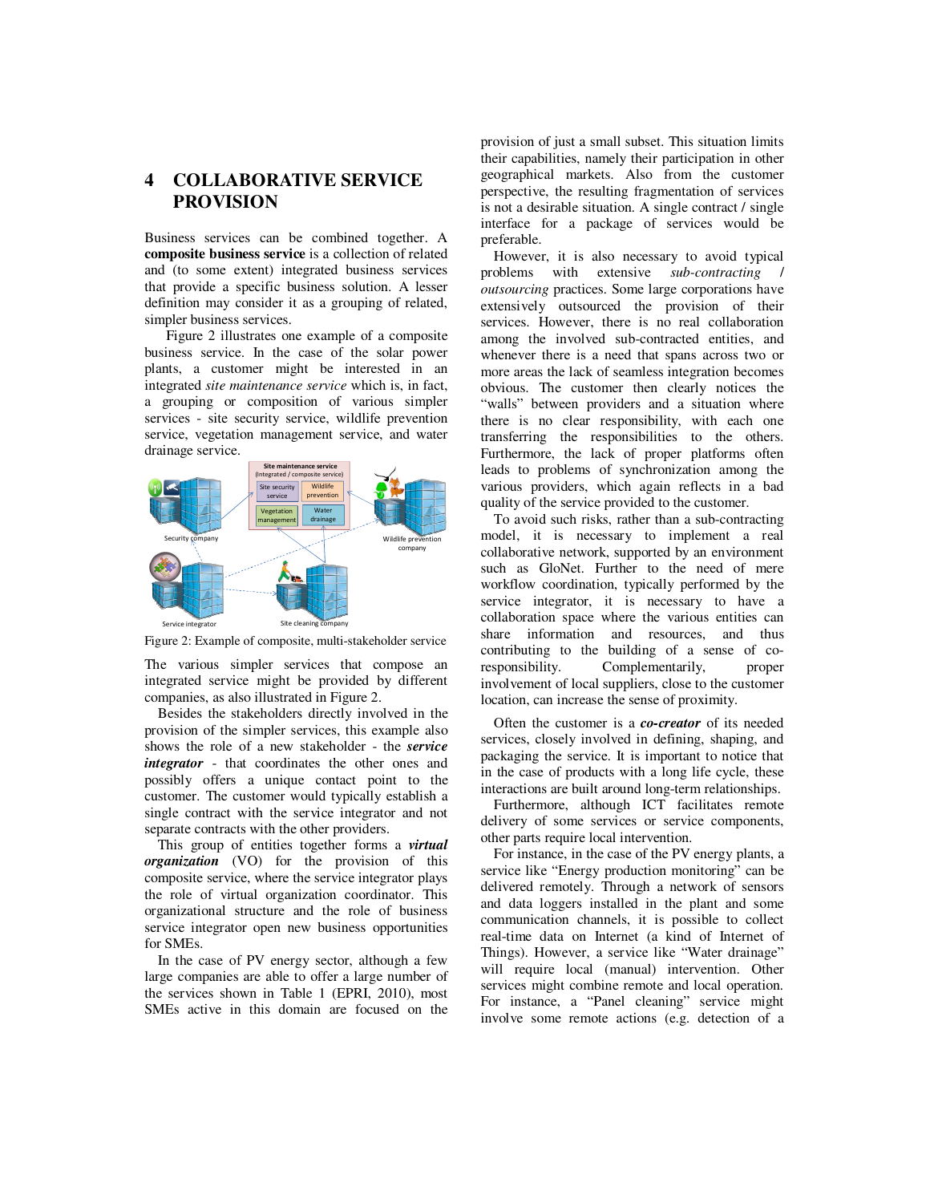# 4 COLLABORATIVE SERVICE PROVISION

Business services can be combined together. A **composite business service** is a collection of related and (to some extent) integrated business services that provide a specific business solution. A lesser definition may consider it as a grouping of related, simpler business services.

Figure 2 illustrates one example of a composite business service. In the case of the solar power plants, a customer might be interested in an integrated *site maintenance service* which is, in fact, a grouping or composition of various simpler services - site security service, wildlife prevention service, vegetation management service, and water drainage service.

Site maintenance service
(Integrated / composite service)
Site security service
Wildlife prevention
Vegetation management
Water drainage
Security company
Wildlife prevention company
Service integrator
Site cleaning company

Figure 2: Example of composite, multi-stakeholder service

The various simpler services that compose an integrated service might be provided by different companies, as also illustrated in Figure 2.

Besides the stakeholders directly involved in the provision of the simpler services, this example also shows the role of a new stakeholder - the ***service integrator*** - that coordinates the other ones and possibly offers a unique contact point to the customer. The customer would typically establish a single contract with the service integrator and not separate contracts with the other providers.

This group of entities together forms a ***virtual organization*** (VO) for the provision of this composite service, where the service integrator plays the role of virtual organization coordinator. This organizational structure and the role of business service integrator open new business opportunities for SMEs.

In the case of PV energy sector, although a few large companies are able to offer a large number of the services shown in Table 1 (EPRI, 2010), most SMEs active in this domain are focused on the provision of just a small subset. This situation limits their capabilities, namely their participation in other geographical markets. Also from the customer perspective, the resulting fragmentation of services is not a desirable situation. A single contract / single interface for a package of services would be preferable.

However, it is also necessary to avoid typical problems with extensive *sub-contracting / outsourcing* practices. Some large corporations have extensively outsourced the provision of their services. However, there is no real collaboration among the involved sub-contracted entities, and whenever there is a need that spans across two or more areas the lack of seamless integration becomes obvious. The customer then clearly notices the "walls" between providers and a situation where there is no clear responsibility, with each one transferring the responsibilities to the others. Furthermore, the lack of proper platforms often leads to problems of synchronization among the various providers, which again reflects in a bad quality of the service provided to the customer.

To avoid such risks, rather than a sub-contracting model, it is necessary to implement a real collaborative network, supported by an environment such as GloNet. Further to the need of mere workflow coordination, typically performed by the service integrator, it is necessary to have a collaboration space where the various entities can share information and resources, and thus contributing to the building of a sense of co-responsibility. Complementarily, proper involvement of local suppliers, close to the customer location, can increase the sense of proximity.

Often the customer is a ***co-creator*** of its needed services, closely involved in defining, shaping, and packaging the service. It is important to notice that in the case of products with a long life cycle, these interactions are built around long-term relationships.

Furthermore, although ICT facilitates remote delivery of some services or service components, other parts require local intervention.

For instance, in the case of the PV energy plants, a service like "Energy production monitoring" can be delivered remotely. Through a network of sensors and data loggers installed in the plant and some communication channels, it is possible to collect real-time data on Internet (a kind of Internet of Things). However, a service like "Water drainage" will require local (manual) intervention. Other services might combine remote and local operation. For instance, a "Panel cleaning" service might involve some remote actions (e.g. detection of a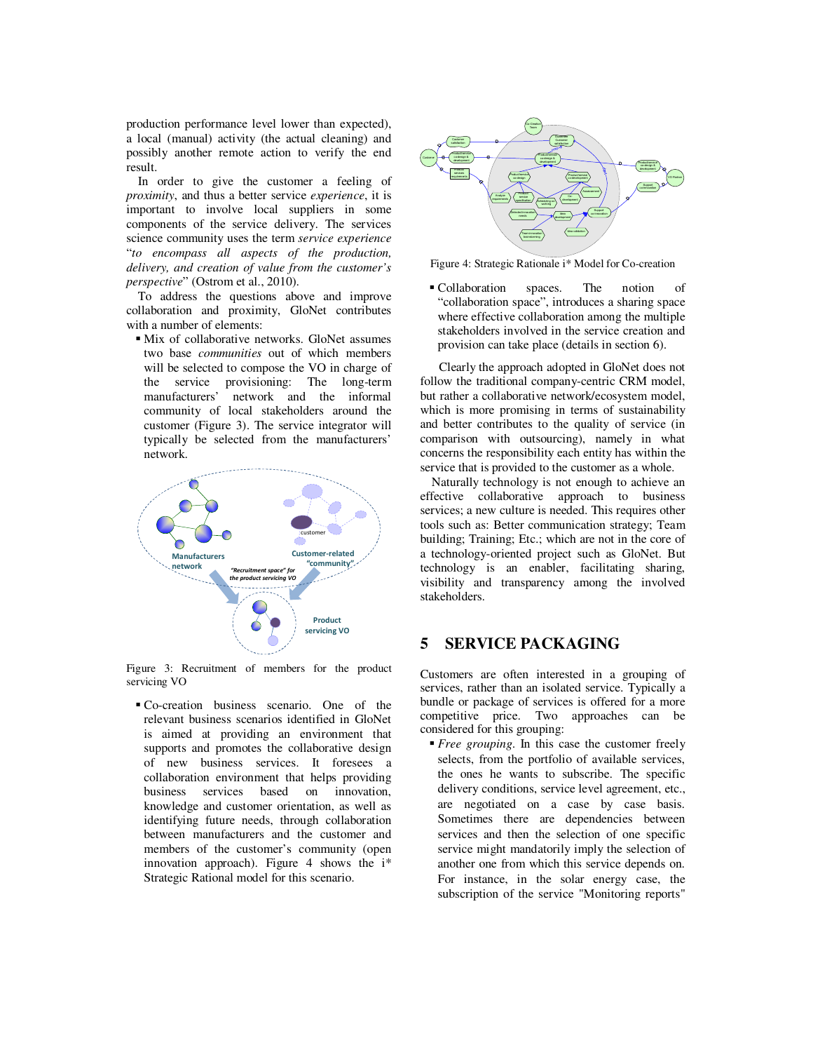production performance level lower than expected), a local (manual) activity (the actual cleaning) and possibly another remote action to verify the end result.

In order to give the customer a feeling of *proximity*, and thus a better service *experience*, it is important to involve local suppliers in some components of the service delivery. The services science community uses the term *service experience* "*to encompass all aspects of the production, delivery, and creation of value from the customer's perspective*" (Ostrom et al., 2010).

To address the questions above and improve collaboration and proximity, GloNet contributes with a number of elements:

- Mix of collaborative networks. GloNet assumes two base *communities* out of which members will be selected to compose the VO in charge of the service provisioning: The long-term manufacturers' network and the informal community of local stakeholders around the customer (Figure 3). The service integrator will typically be selected from the manufacturers' network.

Figure 3: Recruitment of members for the product servicing VO

- Co-creation business scenario. One of the relevant business scenarios identified in GloNet is aimed at providing an environment that supports and promotes the collaborative design of new business services. It foresees a collaboration environment that helps providing business services based on innovation, knowledge and customer orientation, as well as identifying future needs, through collaboration between manufacturers and the customer and members of the customer's community (open innovation approach). Figure 4 shows the i* Strategic Rational model for this scenario.

Figure 4: Strategic Rationale i* Model for Co-creation

- Collaboration spaces. The notion of "collaboration space", introduces a sharing space where effective collaboration among the multiple stakeholders involved in the service creation and provision can take place (details in section 6).

Clearly the approach adopted in GloNet does not follow the traditional company-centric CRM model, but rather a collaborative network/ecosystem model, which is more promising in terms of sustainability and better contributes to the quality of service (in comparison with outsourcing), namely in what concerns the responsibility each entity has within the service that is provided to the customer as a whole.

Naturally technology is not enough to achieve an effective collaborative approach to business services; a new culture is needed. This requires other tools such as: Better communication strategy; Team building; Training; Etc.; which are not in the core of a technology-oriented project such as GloNet. But technology is an enabler, facilitating sharing, visibility and transparency among the involved stakeholders.

# 5 SERVICE PACKAGING

Customers are often interested in a grouping of services, rather than an isolated service. Typically a bundle or package of services is offered for a more competitive price. Two approaches can be considered for this grouping:

- *Free grouping*. In this case the customer freely selects, from the portfolio of available services, the ones he wants to subscribe. The specific delivery conditions, service level agreement, etc., are negotiated on a case by case basis. Sometimes there are dependencies between services and then the selection of one specific service might mandatorily imply the selection of another one from which this service depends on. For instance, in the solar energy case, the subscription of the service "Monitoring reports"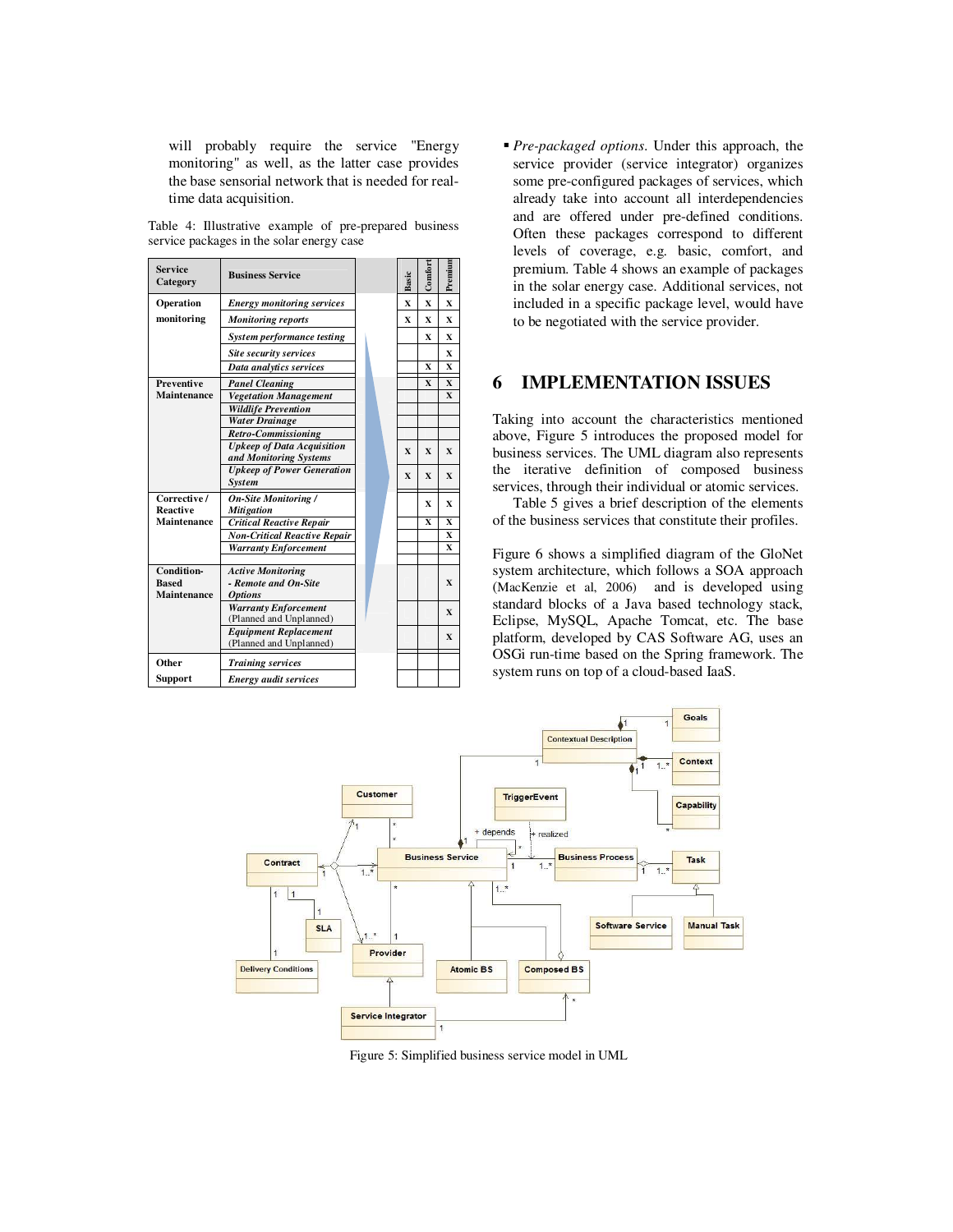will probably require the service "Energy monitoring" as well, as the latter case provides the base sensorial network that is needed for real-time data acquisition.

Table 4: Illustrative example of pre-prepared business service packages in the solar energy case

| Service Category | Business Service | Basic | Comfort | Premium |
|---|---|---|---|---|
| Operation monitoring | *Energy monitoring services* | x | x | x |
| | *Monitoring reports* | x | x | x |
| | *System performance testing* | | x | x |
| | *Site security services* | | | x |
| | *Data analytics services* | | x | x |
| Preventive Maintenance | *Panel Cleaning* | | x | x |
| | *Vegetation Management* | | | x |
| | *Wildlife Prevention* | | | |
| | *Water Drainage* | | | |
| | *Retro-Commissioning* | | | |
| | *Upkeep of Data Acquisition and Monitoring Systems* | x | x | x |
| | *Upkeep of Power Generation System* | x | x | x |
| Corrective / Reactive Maintenance | *On-Site Monitoring / Mitigation* | | x | x |
| | *Critical Reactive Repair* | | x | x |
| | *Non-Critical Reactive Repair* | | | x |
| | *Warranty Enforcement* | | | x |
| Condition-Based Maintenance | *Active Monitoring - Remote and On-Site Options* | | | x |
| | *Warranty Enforcement* (Planned and Unplanned) | | | x |
| | *Equipment Replacement* (Planned and Unplanned) | | | x |
| Other Support | *Training services* | | | |
| | *Energy audit services* | | | |

- *Pre-packaged options.* Under this approach, the service provider (service integrator) organizes some pre-configured packages of services, which already take into account all interdependencies and are offered under pre-defined conditions. Often these packages correspond to different levels of coverage, e.g. basic, comfort, and premium. Table 4 shows an example of packages in the solar energy case. Additional services, not included in a specific package level, would have to be negotiated with the service provider.

# 6 IMPLEMENTATION ISSUES

Taking into account the characteristics mentioned above, Figure 5 introduces the proposed model for business services. The UML diagram also represents the iterative definition of composed business services, through their individual or atomic services.

Table 5 gives a brief description of the elements of the business services that constitute their profiles.

Figure 6 shows a simplified diagram of the GloNet system architecture, which follows a SOA approach (MacKenzie et al, 2006) and is developed using standard blocks of a Java based technology stack, Eclipse, MySQL, Apache Tomcat, etc. The base platform, developed by CAS Software AG, uses an OSGi run-time based on the Spring framework. The system runs on top of a cloud-based IaaS.

Figure 5: Simplified business service model in UML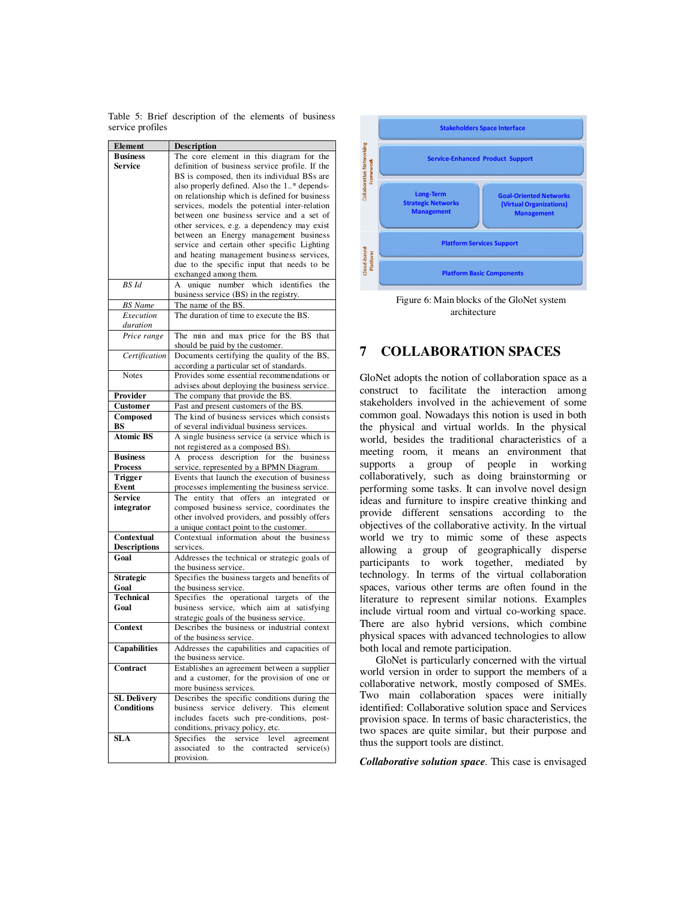Table 5: Brief description of the elements of business service profiles

| Element | Description |
|---|---|
| **Business Service** | The core element in this diagram for the definition of business service profile. If the BS is composed, then its individual BSs are also properly defined. Also the 1..* depends-on relationship which is defined for business services, models the potential inter-relation between one business service and a set of other services, e.g. a dependency may exist between an Energy management business service and certain other specific Lighting and heating management business services, due to the specific input that needs to be exchanged among them. |
| *BS Id* | A unique number which identifies the business service (BS) in the registry. |
| *BS Name* | The name of the BS. |
| *Execution duration* | The duration of time to execute the BS. |
| *Price range* | The min and max price for the BS that should be paid by the customer. |
| *Certification* | Documents certifying the quality of the BS, according a particular set of standards. |
| Notes | Provides some essential recommendations or advises about deploying the business service. |
| **Provider** | The company that provide the BS. |
| **Customer** | Past and present customers of the BS. |
| **Composed BS** | The kind of business services which consists of several individual business services. |
| **Atomic BS** | A single business service (a service which is not registered as a composed BS). |
| **Business Process** | A process description for the business service, represented by a BPMN Diagram. |
| **Trigger Event** | Events that launch the execution of business processes implementing the business service. |
| **Service integrator** | The entity that offers an integrated or composed business service, coordinates the other involved providers, and possibly offers a unique contact point to the customer. |
| **Contextual Descriptions** | Contextual information about the business services. |
| **Goal** | Addresses the technical or strategic goals of the business service. |
| **Strategic Goal** | Specifies the business targets and benefits of the business service. |
| **Technical Goal** | Specifies the operational targets of the business service, which aim at satisfying strategic goals of the business service. |
| **Context** | Describes the business or industrial context of the business service. |
| **Capabilities** | Addresses the capabilities and capacities of the business service. |
| **Contract** | Establishes an agreement between a supplier and a customer, for the provision of one or more business services. |
| **SL Delivery Conditions** | Describes the specific conditions during the business service delivery. This element includes facets such pre-conditions, post-conditions, privacy policy, etc. |
| **SLA** | Specifies the service level agreement associated to the contracted service(s) provision. |

Collaborative Networking Framework

Stakeholders Space Interface

Service-Enhanced Product Support

Long-Term Strategic Networks Management

Goal-Oriented Networks (Virtual Organizations) Management

Cloud-based Platform

Platform Services Support

Platform Basic Components

Figure 6: Main blocks of the GloNet system architecture

## 7 COLLABORATION SPACES

GloNet adopts the notion of collaboration space as a construct to facilitate the interaction among stakeholders involved in the achievement of some common goal. Nowadays this notion is used in both the physical and virtual worlds. In the physical world, besides the traditional characteristics of a meeting room, it means an environment that supports a group of people in working collaboratively, such as doing brainstorming or performing some tasks. It can involve novel design ideas and furniture to inspire creative thinking and provide different sensations according to the objectives of the collaborative activity. In the virtual world we try to mimic some of these aspects allowing a group of geographically disperse participants to work together, mediated by technology. In terms of the virtual collaboration spaces, various other terms are often found in the literature to represent similar notions. Examples include virtual room and virtual co-working space. There are also hybrid versions, which combine physical spaces with advanced technologies to allow both local and remote participation.

GloNet is particularly concerned with the virtual world version in order to support the members of a collaborative network, mostly composed of SMEs. Two main collaboration spaces were initially identified: Collaborative solution space and Services provision space. In terms of basic characteristics, the two spaces are quite similar, but their purpose and thus the support tools are distinct.

***Collaborative solution space***. This case is envisaged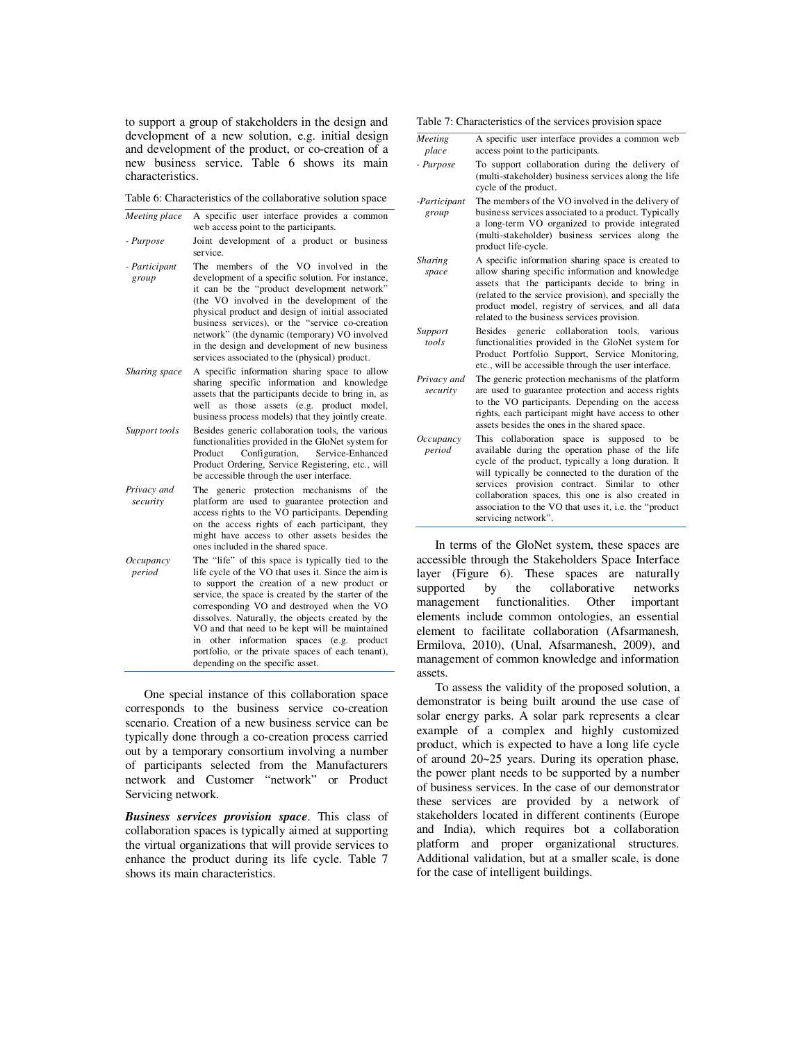to support a group of stakeholders in the design and development of a new solution, e.g. initial design and development of the product, or co-creation of a new business service. Table 6 shows its main characteristics.

Table 6: Characteristics of the collaborative solution space

| | |
|---|---|
| *Meeting place* | A specific user interface provides a common web access point to the participants. |
| *- Purpose* | Joint development of a product or business service. |
| *- Participant group* | The members of the VO involved in the development of a specific solution. For instance, it can be the "product development network" (the VO involved in the development of the physical product and design of initial associated business services), or the "service co-creation network" (the dynamic (temporary) VO involved in the design and development of new business services associated to the (physical) product. |
| *Sharing space* | A specific information sharing space to allow sharing specific information and knowledge assets that the participants decide to bring in, as well as those assets (e.g. product model, business process models) that they jointly create. |
| *Support tools* | Besides generic collaboration tools, the various functionalities provided in the GloNet system for Product Configuration, Service-Enhanced Product Ordering, Service Registering, etc., will be accessible through the user interface. |
| *Privacy and security* | The generic protection mechanisms of the platform are used to guarantee protection and access rights to the VO participants. Depending on the access rights of each participant, they might have access to other assets besides the ones included in the shared space. |
| *Occupancy period* | The "life" of this space is typically tied to the life cycle of the VO that uses it. Since the aim is to support the creation of a new product or service, the space is created by the starter of the corresponding VO and destroyed when the VO dissolves. Naturally, the objects created by the VO and that need to be kept will be maintained in other information spaces (e.g. product portfolio, or the private spaces of each tenant), depending on the specific asset. |

One special instance of this collaboration space corresponds to the business service co-creation scenario. Creation of a new business service can be typically done through a co-creation process carried out by a temporary consortium involving a number of participants selected from the Manufacturers network and Customer "network" or Product Servicing network.

***Business services provision space***. This class of collaboration spaces is typically aimed at supporting the virtual organizations that will provide services to enhance the product during its life cycle. Table 7 shows its main characteristics.

Table 7: Characteristics of the services provision space

| | |
|---|---|
| *Meeting place* | A specific user interface provides a common web access point to the participants. |
| *- Purpose* | To support collaboration during the delivery of (multi-stakeholder) business services along the life cycle of the product. |
| *-Participant group* | The members of the VO involved in the delivery of business services associated to a product. Typically a long-term VO organized to provide integrated (multi-stakeholder) business services along the product life-cycle. |
| *Sharing space* | A specific information sharing space is created to allow sharing specific information and knowledge assets that the participants decide to bring in (related to the service provision), and specially the product model, registry of services, and all data related to the business services provision. |
| *Support tools* | Besides generic collaboration tools, various functionalities provided in the GloNet system for Product Portfolio Support, Service Monitoring, etc., will be accessible through the user interface. |
| *Privacy and security* | The generic protection mechanisms of the platform are used to guarantee protection and access rights to the VO participants. Depending on the access rights, each participant might have access to other assets besides the ones in the shared space. |
| *Occupancy period* | This collaboration space is supposed to be available during the operation phase of the life cycle of the product, typically a long duration. It will typically be connected to the duration of the services provision contract. Similar to other collaboration spaces, this one is also created in association to the VO that uses it, i.e. the "product servicing network". |

In terms of the GloNet system, these spaces are accessible through the Stakeholders Space Interface layer (Figure 6). These spaces are naturally supported by the collaborative networks management functionalities. Other important elements include common ontologies, an essential element to facilitate collaboration (Afsarmanesh, Ermilova, 2010), (Unal, Afsarmanesh, 2009), and management of common knowledge and information assets.

To assess the validity of the proposed solution, a demonstrator is being built around the use case of solar energy parks. A solar park represents a clear example of a complex and highly customized product, which is expected to have a long life cycle of around 20~25 years. During its operation phase, the power plant needs to be supported by a number of business services. In the case of our demonstrator these services are provided by a network of stakeholders located in different continents (Europe and India), which requires bot a collaboration platform and proper organizational structures. Additional validation, but at a smaller scale, is done for the case of intelligent buildings.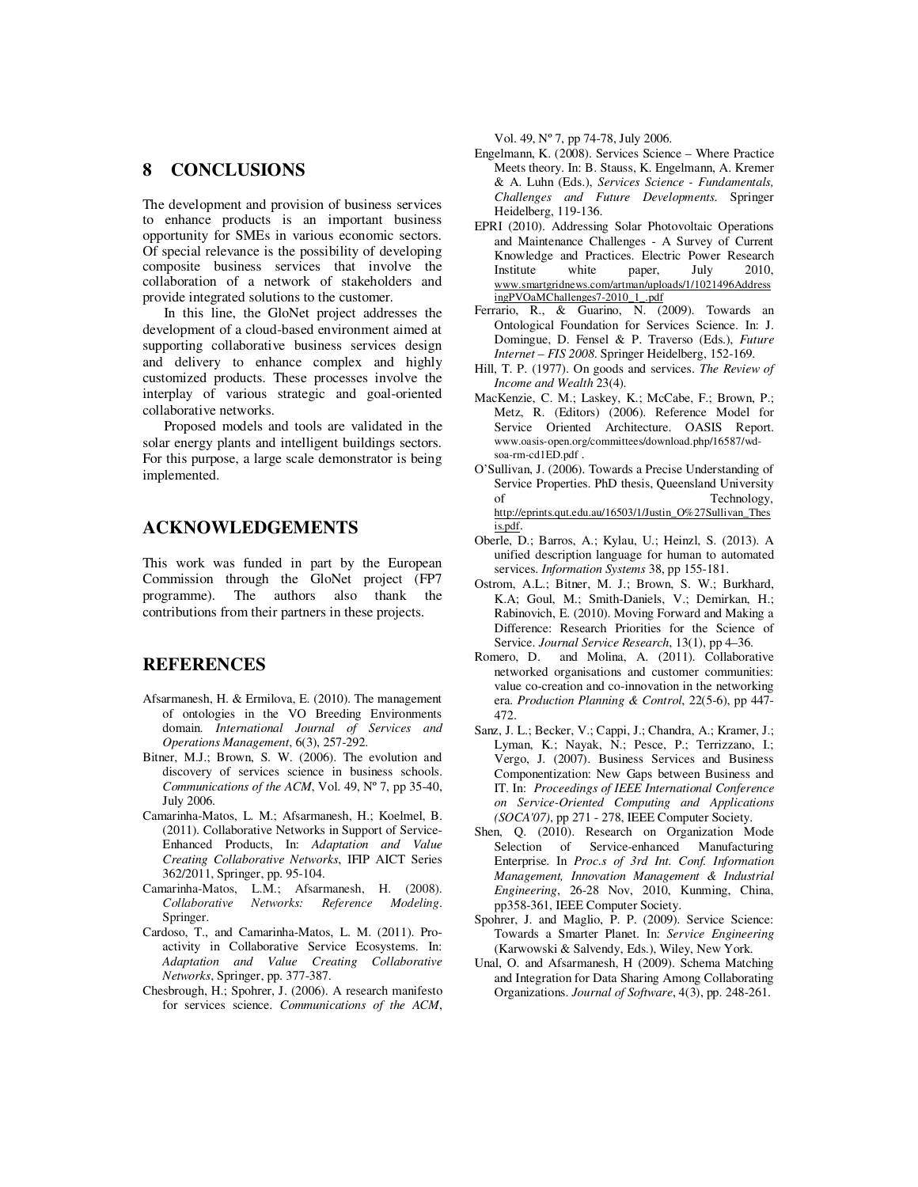## 8 CONCLUSIONS

The development and provision of business services to enhance products is an important business opportunity for SMEs in various economic sectors. Of special relevance is the possibility of developing composite business services that involve the collaboration of a network of stakeholders and provide integrated solutions to the customer.

In this line, the GloNet project addresses the development of a cloud-based environment aimed at supporting collaborative business services design and delivery to enhance complex and highly customized products. These processes involve the interplay of various strategic and goal-oriented collaborative networks.

Proposed models and tools are validated in the solar energy plants and intelligent buildings sectors. For this purpose, a large scale demonstrator is being implemented.

## ACKNOWLEDGEMENTS

This work was funded in part by the European Commission through the GloNet project (FP7 programme). The authors also thank the contributions from their partners in these projects.

## REFERENCES

Afsarmanesh, H. & Ermilova, E. (2010). The management of ontologies in the VO Breeding Environments domain. *International Journal of Services and Operations Management*, 6(3), 257-292.

Bitner, M.J.; Brown, S. W. (2006). The evolution and discovery of services science in business schools. *Communications of the ACM*, Vol. 49, Nº 7, pp 35-40, July 2006.

Camarinha-Matos, L. M.; Afsarmanesh, H.; Koelmel, B. (2011). Collaborative Networks in Support of Service-Enhanced Products, In: *Adaptation and Value Creating Collaborative Networks*, IFIP AICT Series 362/2011, Springer, pp. 95-104.

Camarinha-Matos, L.M.; Afsarmanesh, H. (2008). *Collaborative Networks: Reference Modeling*. Springer.

Cardoso, T., and Camarinha-Matos, L. M. (2011). Pro-activity in Collaborative Service Ecosystems. In: *Adaptation and Value Creating Collaborative Networks*, Springer, pp. 377-387.

Chesbrough, H.; Spohrer, J. (2006). A research manifesto for services science. *Communications of the ACM*, Vol. 49, Nº 7, pp 74-78, July 2006.

Engelmann, K. (2008). Services Science – Where Practice Meets theory. In: B. Stauss, K. Engelmann, A. Kremer & A. Luhn (Eds.), *Services Science - Fundamentals, Challenges and Future Developments*. Springer Heidelberg, 119-136.

EPRI (2010). Addressing Solar Photovoltaic Operations and Maintenance Challenges - A Survey of Current Knowledge and Practices. Electric Power Research Institute white paper, July 2010, www.smartgridnews.com/artman/uploads/1/1021496AddressingPVOaMChallenges7-2010_1_.pdf

Ferrario, R., & Guarino, N. (2009). Towards an Ontological Foundation for Services Science. In: J. Domingue, D. Fensel & P. Traverso (Eds.), *Future Internet – FIS 2008*. Springer Heidelberg, 152-169.

Hill, T. P. (1977). On goods and services. *The Review of Income and Wealth* 23(4).

MacKenzie, C. M.; Laskey, K.; McCabe, F.; Brown, P.; Metz, R. (Editors) (2006). Reference Model for Service Oriented Architecture. OASIS Report. www.oasis-open.org/committees/download.php/16587/wd-soa-rm-cd1ED.pdf .

O'Sullivan, J. (2006). Towards a Precise Understanding of Service Properties. PhD thesis, Queensland University of Technology, http://eprints.qut.edu.au/16503/1/Justin_O%27Sullivan_Thesis.pdf.

Oberle, D.; Barros, A.; Kylau, U.; Heinzl, S. (2013). A unified description language for human to automated services. *Information Systems* 38, pp 155-181.

Ostrom, A.L.; Bitner, M. J.; Brown, S. W.; Burkhard, K.A; Goul, M.; Smith-Daniels, V.; Demirkan, H.; Rabinovich, E. (2010). Moving Forward and Making a Difference: Research Priorities for the Science of Service. *Journal Service Research*, 13(1), pp 4–36.

Romero, D. and Molina, A. (2011). Collaborative networked organisations and customer communities: value co-creation and co-innovation in the networking era. *Production Planning & Control*, 22(5-6), pp 447-472.

Sanz, J. L.; Becker, V.; Cappi, J.; Chandra, A.; Kramer, J.; Lyman, K.; Nayak, N.; Pesce, P.; Terrizzano, I.; Vergo, J. (2007). Business Services and Business Componentization: New Gaps between Business and IT. In: *Proceedings of IEEE International Conference on Service-Oriented Computing and Applications (SOCA'07)*, pp 271 - 278, IEEE Computer Society.

Shen, Q. (2010). Research on Organization Mode Selection of Service-enhanced Manufacturing Enterprise. In *Proc.s of 3rd Int. Conf. Information Management, Innovation Management & Industrial Engineering*, 26-28 Nov, 2010, Kunming, China, pp358-361, IEEE Computer Society.

Spohrer, J. and Maglio, P. P. (2009). Service Science: Towards a Smarter Planet. In: *Service Engineering* (Karwowski & Salvendy, Eds.), Wiley, New York.

Unal, O. and Afsarmanesh, H (2009). Schema Matching and Integration for Data Sharing Among Collaborating Organizations. *Journal of Software*, 4(3), pp. 248-261.